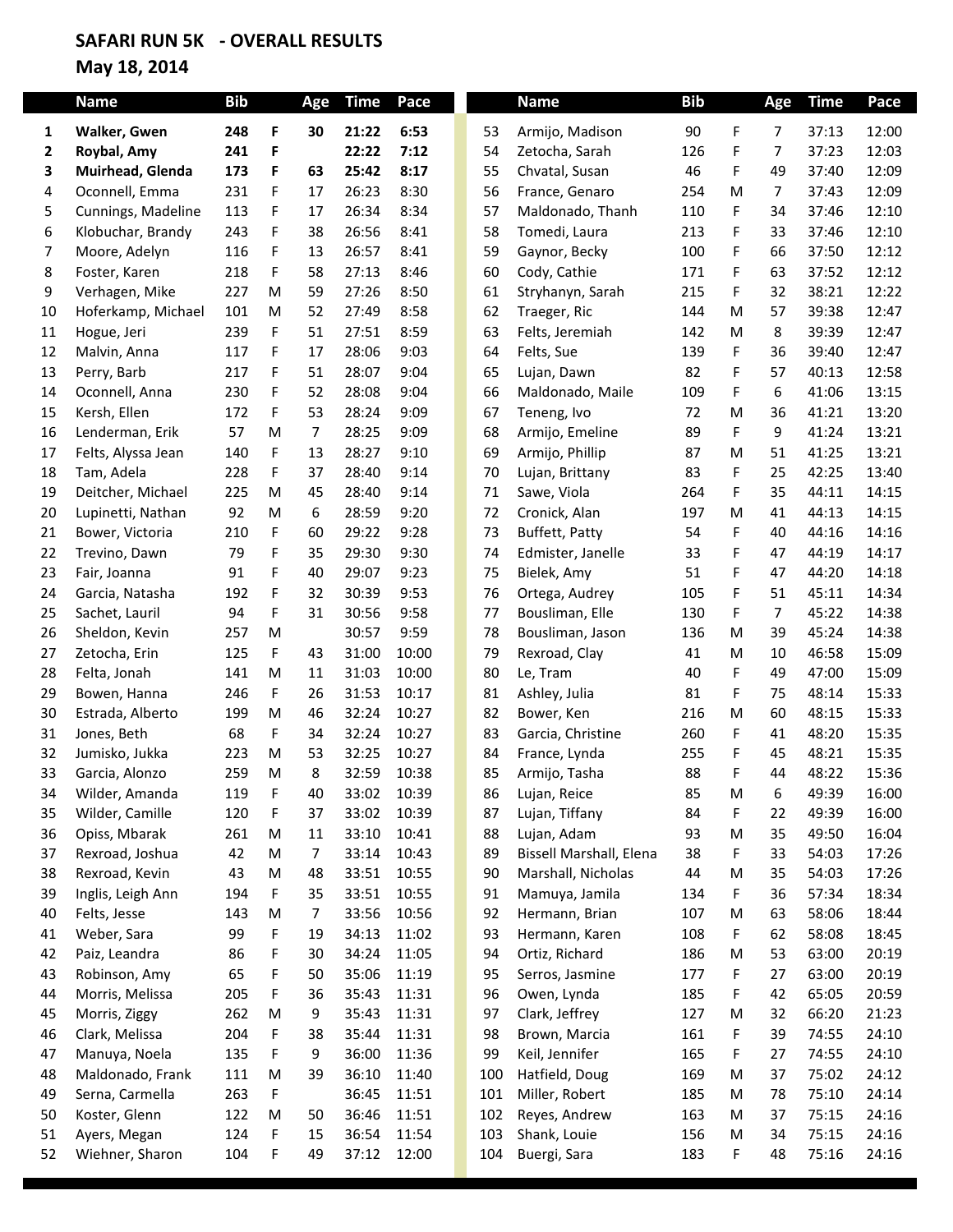## SAFARI RUN 5K - OVERALL RESULTS

## May 18, 2014

| | Name | Bib | | Age | Time | Pace |
|---|---|---|---|---|---|---|
| 1 | **Walker, Gwen** | **248** | **F** | **30** | **21:22** | **6:53** |
| 2 | **Roybal, Amy** | **241** | **F** | | **22:22** | **7:12** |
| 3 | **Muirhead, Glenda** | **173** | **F** | **63** | **25:42** | **8:17** |
| 4 | Oconnell, Emma | 231 | F | 17 | 26:23 | 8:30 |
| 5 | Cunnings, Madeline | 113 | F | 17 | 26:34 | 8:34 |
| 6 | Klobuchar, Brandy | 243 | F | 38 | 26:56 | 8:41 |
| 7 | Moore, Adelyn | 116 | F | 13 | 26:57 | 8:41 |
| 8 | Foster, Karen | 218 | F | 58 | 27:13 | 8:46 |
| 9 | Verhagen, Mike | 227 | M | 59 | 27:26 | 8:50 |
| 10 | Hoferkamp, Michael | 101 | M | 52 | 27:49 | 8:58 |
| 11 | Hogue, Jeri | 239 | F | 51 | 27:51 | 8:59 |
| 12 | Malvin, Anna | 117 | F | 17 | 28:06 | 9:03 |
| 13 | Perry, Barb | 217 | F | 51 | 28:07 | 9:04 |
| 14 | Oconnell, Anna | 230 | F | 52 | 28:08 | 9:04 |
| 15 | Kersh, Ellen | 172 | F | 53 | 28:24 | 9:09 |
| 16 | Lenderman, Erik | 57 | M | 7 | 28:25 | 9:09 |
| 17 | Felts, Alyssa Jean | 140 | F | 13 | 28:27 | 9:10 |
| 18 | Tam, Adela | 228 | F | 37 | 28:40 | 9:14 |
| 19 | Deitcher, Michael | 225 | M | 45 | 28:40 | 9:14 |
| 20 | Lupinetti, Nathan | 92 | M | 6 | 28:59 | 9:20 |
| 21 | Bower, Victoria | 210 | F | 60 | 29:22 | 9:28 |
| 22 | Trevino, Dawn | 79 | F | 35 | 29:30 | 9:30 |
| 23 | Fair, Joanna | 91 | F | 40 | 29:07 | 9:23 |
| 24 | Garcia, Natasha | 192 | F | 32 | 30:39 | 9:53 |
| 25 | Sachet, Lauril | 94 | F | 31 | 30:56 | 9:58 |
| 26 | Sheldon, Kevin | 257 | M | | 30:57 | 9:59 |
| 27 | Zetocha, Erin | 125 | F | 43 | 31:00 | 10:00 |
| 28 | Felta, Jonah | 141 | M | 11 | 31:03 | 10:00 |
| 29 | Bowen, Hanna | 246 | F | 26 | 31:53 | 10:17 |
| 30 | Estrada, Alberto | 199 | M | 46 | 32:24 | 10:27 |
| 31 | Jones, Beth | 68 | F | 34 | 32:24 | 10:27 |
| 32 | Jumisko, Jukka | 223 | M | 53 | 32:25 | 10:27 |
| 33 | Garcia, Alonzo | 259 | M | 8 | 32:59 | 10:38 |
| 34 | Wilder, Amanda | 119 | F | 40 | 33:02 | 10:39 |
| 35 | Wilder, Camille | 120 | F | 37 | 33:02 | 10:39 |
| 36 | Opiss, Mbarak | 261 | M | 11 | 33:10 | 10:41 |
| 37 | Rexroad, Joshua | 42 | M | 7 | 33:14 | 10:43 |
| 38 | Rexroad, Kevin | 43 | M | 48 | 33:51 | 10:55 |
| 39 | Inglis, Leigh Ann | 194 | F | 35 | 33:51 | 10:55 |
| 40 | Felts, Jesse | 143 | M | 7 | 33:56 | 10:56 |
| 41 | Weber, Sara | 99 | F | 19 | 34:13 | 11:02 |
| 42 | Paiz, Leandra | 86 | F | 30 | 34:24 | 11:05 |
| 43 | Robinson, Amy | 65 | F | 50 | 35:06 | 11:19 |
| 44 | Morris, Melissa | 205 | F | 36 | 35:43 | 11:31 |
| 45 | Morris, Ziggy | 262 | M | 9 | 35:43 | 11:31 |
| 46 | Clark, Melissa | 204 | F | 38 | 35:44 | 11:31 |
| 47 | Manuya, Noela | 135 | F | 9 | 36:00 | 11:36 |
| 48 | Maldonado, Frank | 111 | M | 39 | 36:10 | 11:40 |
| 49 | Serna, Carmella | 263 | F | | 36:45 | 11:51 |
| 50 | Koster, Glenn | 122 | M | 50 | 36:46 | 11:51 |
| 51 | Ayers, Megan | 124 | F | 15 | 36:54 | 11:54 |
| 52 | Wiehner, Sharon | 104 | F | 49 | 37:12 | 12:00 |
| 53 | Armijo, Madison | 90 | F | 7 | 37:13 | 12:00 |
| 54 | Zetocha, Sarah | 126 | F | 7 | 37:23 | 12:03 |
| 55 | Chvatal, Susan | 46 | F | 49 | 37:40 | 12:09 |
| 56 | France, Genaro | 254 | M | 7 | 37:43 | 12:09 |
| 57 | Maldonado, Thanh | 110 | F | 34 | 37:46 | 12:10 |
| 58 | Tomedi, Laura | 213 | F | 33 | 37:46 | 12:10 |
| 59 | Gaynor, Becky | 100 | F | 66 | 37:50 | 12:12 |
| 60 | Cody, Cathie | 171 | F | 63 | 37:52 | 12:12 |
| 61 | Stryhanyn, Sarah | 215 | F | 32 | 38:21 | 12:22 |
| 62 | Traeger, Ric | 144 | M | 57 | 39:38 | 12:47 |
| 63 | Felts, Jeremiah | 142 | M | 8 | 39:39 | 12:47 |
| 64 | Felts, Sue | 139 | F | 36 | 39:40 | 12:47 |
| 65 | Lujan, Dawn | 82 | F | 57 | 40:13 | 12:58 |
| 66 | Maldonado, Maile | 109 | F | 6 | 41:06 | 13:15 |
| 67 | Teneng, Ivo | 72 | M | 36 | 41:21 | 13:20 |
| 68 | Armijo, Emeline | 89 | F | 9 | 41:24 | 13:21 |
| 69 | Armijo, Phillip | 87 | M | 51 | 41:25 | 13:21 |
| 70 | Lujan, Brittany | 83 | F | 25 | 42:25 | 13:40 |
| 71 | Sawe, Viola | 264 | F | 35 | 44:11 | 14:15 |
| 72 | Cronick, Alan | 197 | M | 41 | 44:13 | 14:15 |
| 73 | Buffett, Patty | 54 | F | 40 | 44:16 | 14:16 |
| 74 | Edmister, Janelle | 33 | F | 47 | 44:19 | 14:17 |
| 75 | Bielek, Amy | 51 | F | 47 | 44:20 | 14:18 |
| 76 | Ortega, Audrey | 105 | F | 51 | 45:11 | 14:34 |
| 77 | Bousliman, Elle | 130 | F | 7 | 45:22 | 14:38 |
| 78 | Bousliman, Jason | 136 | M | 39 | 45:24 | 14:38 |
| 79 | Rexroad, Clay | 41 | M | 10 | 46:58 | 15:09 |
| 80 | Le, Tram | 40 | F | 49 | 47:00 | 15:09 |
| 81 | Ashley, Julia | 81 | F | 75 | 48:14 | 15:33 |
| 82 | Bower, Ken | 216 | M | 60 | 48:15 | 15:33 |
| 83 | Garcia, Christine | 260 | F | 41 | 48:20 | 15:35 |
| 84 | France, Lynda | 255 | F | 45 | 48:21 | 15:35 |
| 85 | Armijo, Tasha | 88 | F | 44 | 48:22 | 15:36 |
| 86 | Lujan, Reice | 85 | M | 6 | 49:39 | 16:00 |
| 87 | Lujan, Tiffany | 84 | F | 22 | 49:39 | 16:00 |
| 88 | Lujan, Adam | 93 | M | 35 | 49:50 | 16:04 |
| 89 | Bissell Marshall, Elena | 38 | F | 33 | 54:03 | 17:26 |
| 90 | Marshall, Nicholas | 44 | M | 35 | 54:03 | 17:26 |
| 91 | Mamuya, Jamila | 134 | F | 36 | 57:34 | 18:34 |
| 92 | Hermann, Brian | 107 | M | 63 | 58:06 | 18:44 |
| 93 | Hermann, Karen | 108 | F | 62 | 58:08 | 18:45 |
| 94 | Ortiz, Richard | 186 | M | 53 | 63:00 | 20:19 |
| 95 | Serros, Jasmine | 177 | F | 27 | 63:00 | 20:19 |
| 96 | Owen, Lynda | 185 | F | 42 | 65:05 | 20:59 |
| 97 | Clark, Jeffrey | 127 | M | 32 | 66:20 | 21:23 |
| 98 | Brown, Marcia | 161 | F | 39 | 74:55 | 24:10 |
| 99 | Keil, Jennifer | 165 | F | 27 | 74:55 | 24:10 |
| 100 | Hatfield, Doug | 169 | M | 37 | 75:02 | 24:12 |
| 101 | Miller, Robert | 185 | M | 78 | 75:10 | 24:14 |
| 102 | Reyes, Andrew | 163 | M | 37 | 75:15 | 24:16 |
| 103 | Shank, Louie | 156 | M | 34 | 75:15 | 24:16 |
| 104 | Buergi, Sara | 183 | F | 48 | 75:16 | 24:16 |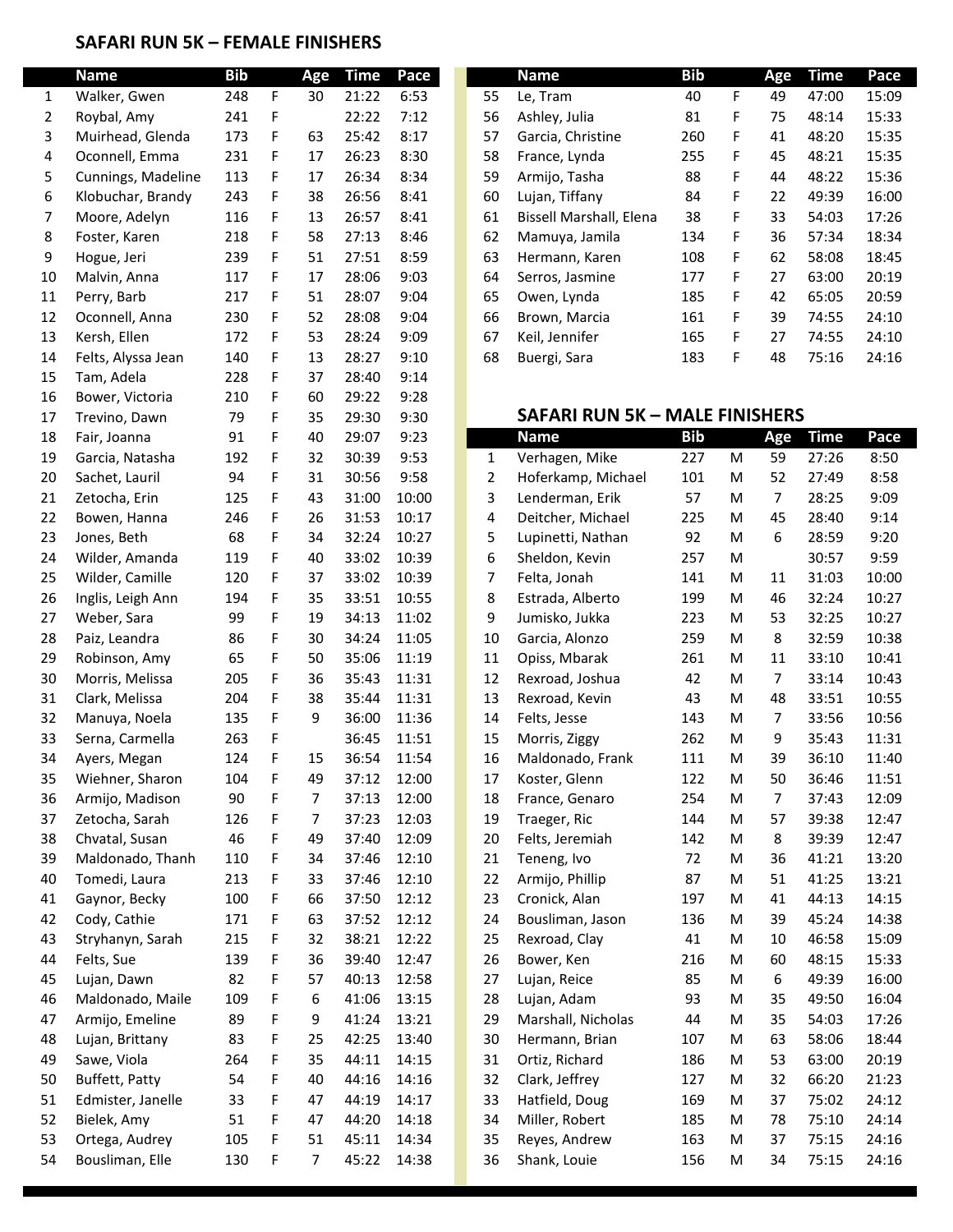## SAFARI RUN 5K – FEMALE FINISHERS

| | Name | Bib | | Age | Time | Pace |
|---|---|---|---|---|---|---|
| 1 | Walker, Gwen | 248 | F | 30 | 21:22 | 6:53 |
| 2 | Roybal, Amy | 241 | F | | 22:22 | 7:12 |
| 3 | Muirhead, Glenda | 173 | F | 63 | 25:42 | 8:17 |
| 4 | Oconnell, Emma | 231 | F | 17 | 26:23 | 8:30 |
| 5 | Cunnings, Madeline | 113 | F | 17 | 26:34 | 8:34 |
| 6 | Klobuchar, Brandy | 243 | F | 38 | 26:56 | 8:41 |
| 7 | Moore, Adelyn | 116 | F | 13 | 26:57 | 8:41 |
| 8 | Foster, Karen | 218 | F | 58 | 27:13 | 8:46 |
| 9 | Hogue, Jeri | 239 | F | 51 | 27:51 | 8:59 |
| 10 | Malvin, Anna | 117 | F | 17 | 28:06 | 9:03 |
| 11 | Perry, Barb | 217 | F | 51 | 28:07 | 9:04 |
| 12 | Oconnell, Anna | 230 | F | 52 | 28:08 | 9:04 |
| 13 | Kersh, Ellen | 172 | F | 53 | 28:24 | 9:09 |
| 14 | Felts, Alyssa Jean | 140 | F | 13 | 28:27 | 9:10 |
| 15 | Tam, Adela | 228 | F | 37 | 28:40 | 9:14 |
| 16 | Bower, Victoria | 210 | F | 60 | 29:22 | 9:28 |
| 17 | Trevino, Dawn | 79 | F | 35 | 29:30 | 9:30 |
| 18 | Fair, Joanna | 91 | F | 40 | 29:07 | 9:23 |
| 19 | Garcia, Natasha | 192 | F | 32 | 30:39 | 9:53 |
| 20 | Sachet, Lauril | 94 | F | 31 | 30:56 | 9:58 |
| 21 | Zetocha, Erin | 125 | F | 43 | 31:00 | 10:00 |
| 22 | Bowen, Hanna | 246 | F | 26 | 31:53 | 10:17 |
| 23 | Jones, Beth | 68 | F | 34 | 32:24 | 10:27 |
| 24 | Wilder, Amanda | 119 | F | 40 | 33:02 | 10:39 |
| 25 | Wilder, Camille | 120 | F | 37 | 33:02 | 10:39 |
| 26 | Inglis, Leigh Ann | 194 | F | 35 | 33:51 | 10:55 |
| 27 | Weber, Sara | 99 | F | 19 | 34:13 | 11:02 |
| 28 | Paiz, Leandra | 86 | F | 30 | 34:24 | 11:05 |
| 29 | Robinson, Amy | 65 | F | 50 | 35:06 | 11:19 |
| 30 | Morris, Melissa | 205 | F | 36 | 35:43 | 11:31 |
| 31 | Clark, Melissa | 204 | F | 38 | 35:44 | 11:31 |
| 32 | Manuya, Noela | 135 | F | 9 | 36:00 | 11:36 |
| 33 | Serna, Carmella | 263 | F | | 36:45 | 11:51 |
| 34 | Ayers, Megan | 124 | F | 15 | 36:54 | 11:54 |
| 35 | Wiehner, Sharon | 104 | F | 49 | 37:12 | 12:00 |
| 36 | Armijo, Madison | 90 | F | 7 | 37:13 | 12:00 |
| 37 | Zetocha, Sarah | 126 | F | 7 | 37:23 | 12:03 |
| 38 | Chvatal, Susan | 46 | F | 49 | 37:40 | 12:09 |
| 39 | Maldonado, Thanh | 110 | F | 34 | 37:46 | 12:10 |
| 40 | Tomedi, Laura | 213 | F | 33 | 37:46 | 12:10 |
| 41 | Gaynor, Becky | 100 | F | 66 | 37:50 | 12:12 |
| 42 | Cody, Cathie | 171 | F | 63 | 37:52 | 12:12 |
| 43 | Stryhanyn, Sarah | 215 | F | 32 | 38:21 | 12:22 |
| 44 | Felts, Sue | 139 | F | 36 | 39:40 | 12:47 |
| 45 | Lujan, Dawn | 82 | F | 57 | 40:13 | 12:58 |
| 46 | Maldonado, Maile | 109 | F | 6 | 41:06 | 13:15 |
| 47 | Armijo, Emeline | 89 | F | 9 | 41:24 | 13:21 |
| 48 | Lujan, Brittany | 83 | F | 25 | 42:25 | 13:40 |
| 49 | Sawe, Viola | 264 | F | 35 | 44:11 | 14:15 |
| 50 | Buffett, Patty | 54 | F | 40 | 44:16 | 14:16 |
| 51 | Edmister, Janelle | 33 | F | 47 | 44:19 | 14:17 |
| 52 | Bielek, Amy | 51 | F | 47 | 44:20 | 14:18 |
| 53 | Ortega, Audrey | 105 | F | 51 | 45:11 | 14:34 |
| 54 | Bousliman, Elle | 130 | F | 7 | 45:22 | 14:38 |
| 55 | Le, Tram | 40 | F | 49 | 47:00 | 15:09 |
| 56 | Ashley, Julia | 81 | F | 75 | 48:14 | 15:33 |
| 57 | Garcia, Christine | 260 | F | 41 | 48:20 | 15:35 |
| 58 | France, Lynda | 255 | F | 45 | 48:21 | 15:35 |
| 59 | Armijo, Tasha | 88 | F | 44 | 48:22 | 15:36 |
| 60 | Lujan, Tiffany | 84 | F | 22 | 49:39 | 16:00 |
| 61 | Bissell Marshall, Elena | 38 | F | 33 | 54:03 | 17:26 |
| 62 | Mamuya, Jamila | 134 | F | 36 | 57:34 | 18:34 |
| 63 | Hermann, Karen | 108 | F | 62 | 58:08 | 18:45 |
| 64 | Serros, Jasmine | 177 | F | 27 | 63:00 | 20:19 |
| 65 | Owen, Lynda | 185 | F | 42 | 65:05 | 20:59 |
| 66 | Brown, Marcia | 161 | F | 39 | 74:55 | 24:10 |
| 67 | Keil, Jennifer | 165 | F | 27 | 74:55 | 24:10 |
| 68 | Buergi, Sara | 183 | F | 48 | 75:16 | 24:16 |

## SAFARI RUN 5K – MALE FINISHERS

| | Name | Bib | | Age | Time | Pace |
|---|---|---|---|---|---|---|
| 1 | Verhagen, Mike | 227 | M | 59 | 27:26 | 8:50 |
| 2 | Hoferkamp, Michael | 101 | M | 52 | 27:49 | 8:58 |
| 3 | Lenderman, Erik | 57 | M | 7 | 28:25 | 9:09 |
| 4 | Deitcher, Michael | 225 | M | 45 | 28:40 | 9:14 |
| 5 | Lupinetti, Nathan | 92 | M | 6 | 28:59 | 9:20 |
| 6 | Sheldon, Kevin | 257 | M | | 30:57 | 9:59 |
| 7 | Felta, Jonah | 141 | M | 11 | 31:03 | 10:00 |
| 8 | Estrada, Alberto | 199 | M | 46 | 32:24 | 10:27 |
| 9 | Jumisko, Jukka | 223 | M | 53 | 32:25 | 10:27 |
| 10 | Garcia, Alonzo | 259 | M | 8 | 32:59 | 10:38 |
| 11 | Opiss, Mbarak | 261 | M | 11 | 33:10 | 10:41 |
| 12 | Rexroad, Joshua | 42 | M | 7 | 33:14 | 10:43 |
| 13 | Rexroad, Kevin | 43 | M | 48 | 33:51 | 10:55 |
| 14 | Felts, Jesse | 143 | M | 7 | 33:56 | 10:56 |
| 15 | Morris, Ziggy | 262 | M | 9 | 35:43 | 11:31 |
| 16 | Maldonado, Frank | 111 | M | 39 | 36:10 | 11:40 |
| 17 | Koster, Glenn | 122 | M | 50 | 36:46 | 11:51 |
| 18 | France, Genaro | 254 | M | 7 | 37:43 | 12:09 |
| 19 | Traeger, Ric | 144 | M | 57 | 39:38 | 12:47 |
| 20 | Felts, Jeremiah | 142 | M | 8 | 39:39 | 12:47 |
| 21 | Teneng, Ivo | 72 | M | 36 | 41:21 | 13:20 |
| 22 | Armijo, Phillip | 87 | M | 51 | 41:25 | 13:21 |
| 23 | Cronick, Alan | 197 | M | 41 | 44:13 | 14:15 |
| 24 | Bousliman, Jason | 136 | M | 39 | 45:24 | 14:38 |
| 25 | Rexroad, Clay | 41 | M | 10 | 46:58 | 15:09 |
| 26 | Bower, Ken | 216 | M | 60 | 48:15 | 15:33 |
| 27 | Lujan, Reice | 85 | M | 6 | 49:39 | 16:00 |
| 28 | Lujan, Adam | 93 | M | 35 | 49:50 | 16:04 |
| 29 | Marshall, Nicholas | 44 | M | 35 | 54:03 | 17:26 |
| 30 | Hermann, Brian | 107 | M | 63 | 58:06 | 18:44 |
| 31 | Ortiz, Richard | 186 | M | 53 | 63:00 | 20:19 |
| 32 | Clark, Jeffrey | 127 | M | 32 | 66:20 | 21:23 |
| 33 | Hatfield, Doug | 169 | M | 37 | 75:02 | 24:12 |
| 34 | Miller, Robert | 185 | M | 78 | 75:10 | 24:14 |
| 35 | Reyes, Andrew | 163 | M | 37 | 75:15 | 24:16 |
| 36 | Shank, Louie | 156 | M | 34 | 75:15 | 24:16 |